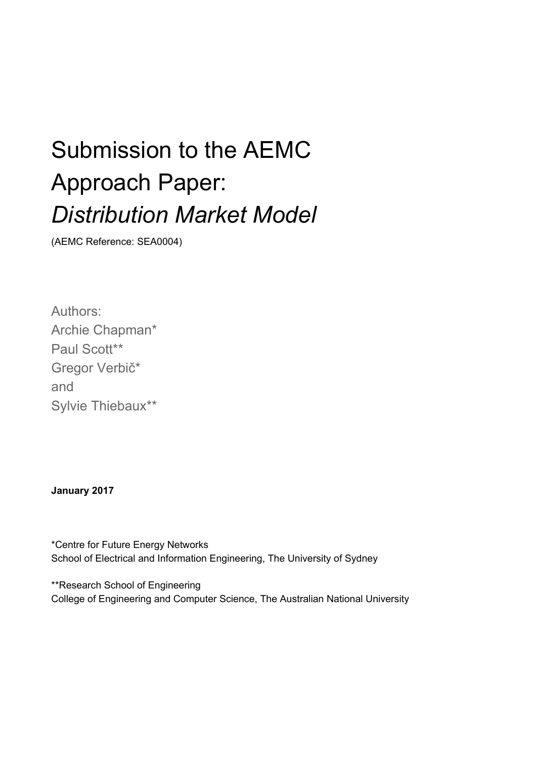# Submission to the AEMC Approach Paper: *Distribution Market Model*

(AEMC Reference: SEA0004)

Authors:
Archie Chapman*
Paul Scott**
Gregor Verbič*
and
Sylvie Thiebaux**

**January 2017**

*Centre for Future Energy Networks
School of Electrical and Information Engineering, The University of Sydney

**Research School of Engineering
College of Engineering and Computer Science, The Australian National University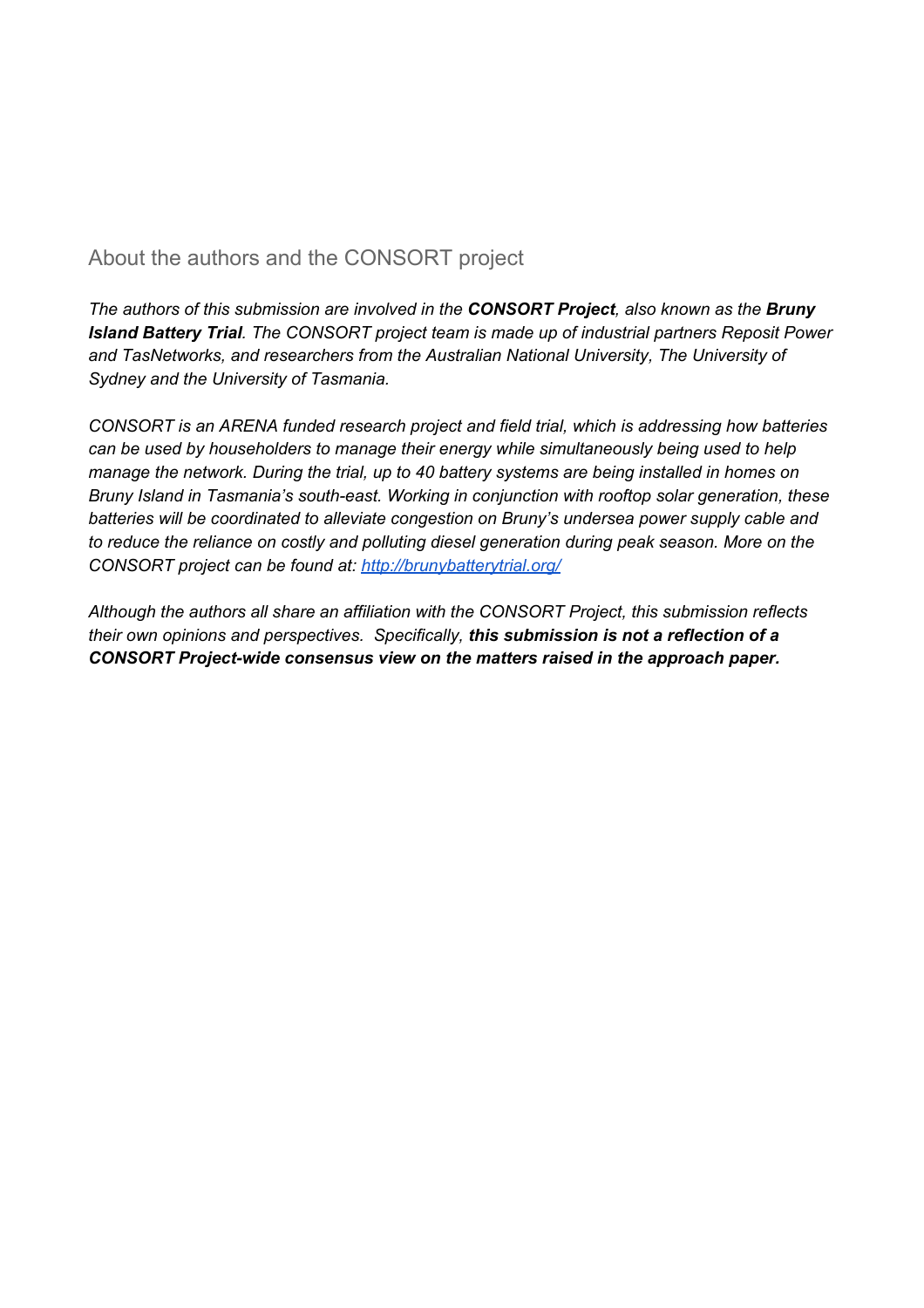## About the authors and the CONSORT project

*The authors of this submission are involved in the* ***CONSORT Project****, also known as the* ***Bruny Island Battery Trial****. The CONSORT project team is made up of industrial partners Reposit Power and TasNetworks, and researchers from the Australian National University, The University of Sydney and the University of Tasmania.*

*CONSORT is an ARENA funded research project and field trial, which is addressing how batteries can be used by householders to manage their energy while simultaneously being used to help manage the network. During the trial, up to 40 battery systems are being installed in homes on Bruny Island in Tasmania's south-east. Working in conjunction with rooftop solar generation, these batteries will be coordinated to alleviate congestion on Bruny's undersea power supply cable and to reduce the reliance on costly and polluting diesel generation during peak season. More on the CONSORT project can be found at: [http://brunybatterytrial.org/](http://brunybatterytrial.org/)*

*Although the authors all share an affiliation with the CONSORT Project, this submission reflects their own opinions and perspectives. Specifically,* ***this submission is not a reflection of a CONSORT Project-wide consensus view on the matters raised in the approach paper.***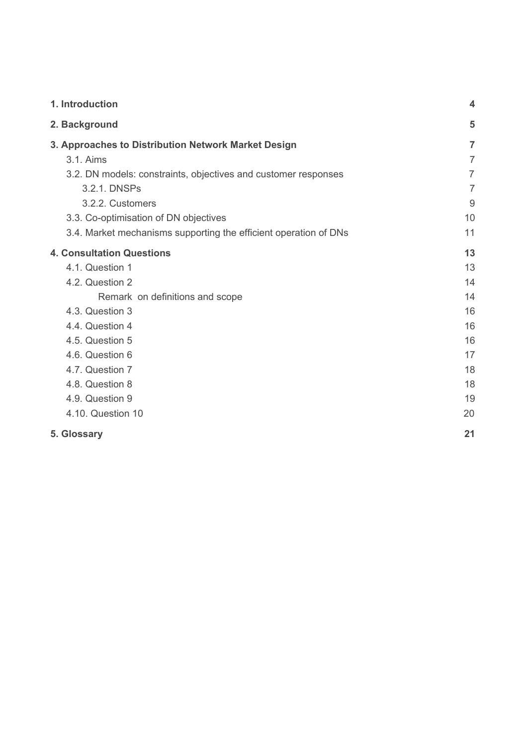| | |
|---|---|
| **1. Introduction** | **4** |
| **2. Background** | **5** |
| **3. Approaches to Distribution Network Market Design** | **7** |
| 3.1. Aims | 7 |
| 3.2. DN models: constraints, objectives and customer responses | 7 |
| 3.2.1. DNSPs | 7 |
| 3.2.2. Customers | 9 |
| 3.3. Co-optimisation of DN objectives | 10 |
| 3.4. Market mechanisms supporting the efficient operation of DNs | 11 |
| **4. Consultation Questions** | **13** |
| 4.1. Question 1 | 13 |
| 4.2. Question 2 | 14 |
| Remark on definitions and scope | 14 |
| 4.3. Question 3 | 16 |
| 4.4. Question 4 | 16 |
| 4.5. Question 5 | 16 |
| 4.6. Question 6 | 17 |
| 4.7. Question 7 | 18 |
| 4.8. Question 8 | 18 |
| 4.9. Question 9 | 19 |
| 4.10. Question 10 | 20 |
| **5. Glossary** | **21** |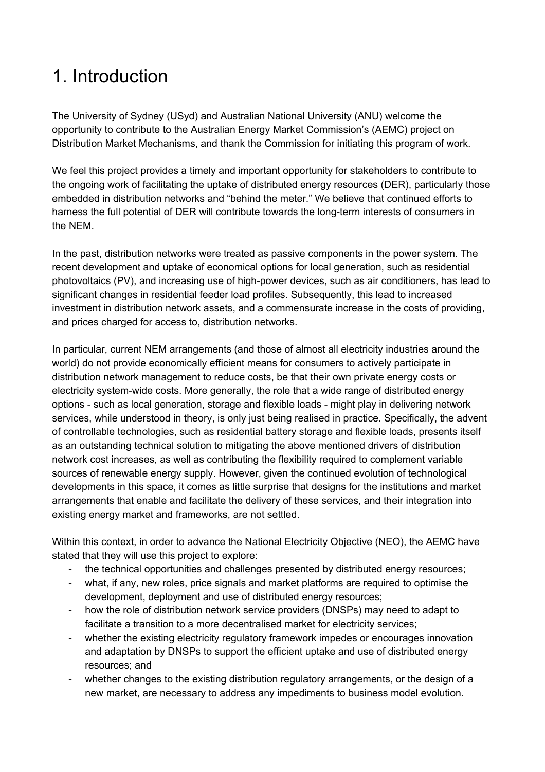# 1. Introduction

The University of Sydney (USyd) and Australian National University (ANU) welcome the opportunity to contribute to the Australian Energy Market Commission's (AEMC) project on Distribution Market Mechanisms, and thank the Commission for initiating this program of work.

We feel this project provides a timely and important opportunity for stakeholders to contribute to the ongoing work of facilitating the uptake of distributed energy resources (DER), particularly those embedded in distribution networks and "behind the meter." We believe that continued efforts to harness the full potential of DER will contribute towards the long-term interests of consumers in the NEM.

In the past, distribution networks were treated as passive components in the power system. The recent development and uptake of economical options for local generation, such as residential photovoltaics (PV), and increasing use of high-power devices, such as air conditioners, has lead to significant changes in residential feeder load profiles. Subsequently, this lead to increased investment in distribution network assets, and a commensurate increase in the costs of providing, and prices charged for access to, distribution networks.

In particular, current NEM arrangements (and those of almost all electricity industries around the world) do not provide economically efficient means for consumers to actively participate in distribution network management to reduce costs, be that their own private energy costs or electricity system-wide costs. More generally, the role that a wide range of distributed energy options - such as local generation, storage and flexible loads - might play in delivering network services, while understood in theory, is only just being realised in practice. Specifically, the advent of controllable technologies, such as residential battery storage and flexible loads, presents itself as an outstanding technical solution to mitigating the above mentioned drivers of distribution network cost increases, as well as contributing the flexibility required to complement variable sources of renewable energy supply. However, given the continued evolution of technological developments in this space, it comes as little surprise that designs for the institutions and market arrangements that enable and facilitate the delivery of these services, and their integration into existing energy market and frameworks, are not settled.

Within this context, in order to advance the National Electricity Objective (NEO), the AEMC have stated that they will use this project to explore:

- the technical opportunities and challenges presented by distributed energy resources;
- what, if any, new roles, price signals and market platforms are required to optimise the development, deployment and use of distributed energy resources;
- how the role of distribution network service providers (DNSPs) may need to adapt to facilitate a transition to a more decentralised market for electricity services;
- whether the existing electricity regulatory framework impedes or encourages innovation and adaptation by DNSPs to support the efficient uptake and use of distributed energy resources; and
- whether changes to the existing distribution regulatory arrangements, or the design of a new market, are necessary to address any impediments to business model evolution.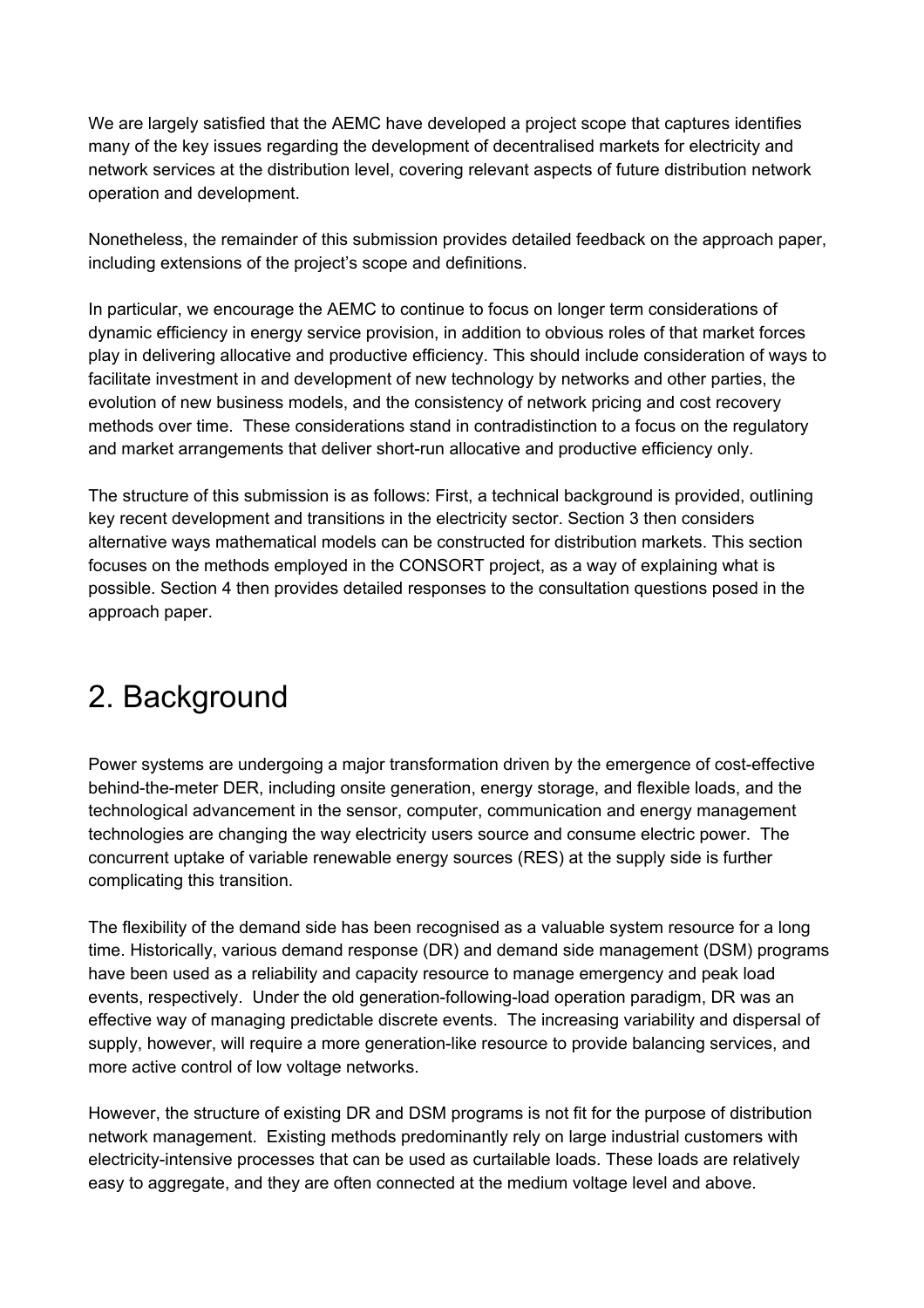We are largely satisfied that the AEMC have developed a project scope that captures identifies many of the key issues regarding the development of decentralised markets for electricity and network services at the distribution level, covering relevant aspects of future distribution network operation and development.

Nonetheless, the remainder of this submission provides detailed feedback on the approach paper, including extensions of the project's scope and definitions.

In particular, we encourage the AEMC to continue to focus on longer term considerations of dynamic efficiency in energy service provision, in addition to obvious roles of that market forces play in delivering allocative and productive efficiency. This should include consideration of ways to facilitate investment in and development of new technology by networks and other parties, the evolution of new business models, and the consistency of network pricing and cost recovery methods over time. These considerations stand in contradistinction to a focus on the regulatory and market arrangements that deliver short-run allocative and productive efficiency only.

The structure of this submission is as follows: First, a technical background is provided, outlining key recent development and transitions in the electricity sector. Section 3 then considers alternative ways mathematical models can be constructed for distribution markets. This section focuses on the methods employed in the CONSORT project, as a way of explaining what is possible. Section 4 then provides detailed responses to the consultation questions posed in the approach paper.

# 2. Background

Power systems are undergoing a major transformation driven by the emergence of cost-effective behind-the-meter DER, including onsite generation, energy storage, and flexible loads, and the technological advancement in the sensor, computer, communication and energy management technologies are changing the way electricity users source and consume electric power. The concurrent uptake of variable renewable energy sources (RES) at the supply side is further complicating this transition.

The flexibility of the demand side has been recognised as a valuable system resource for a long time. Historically, various demand response (DR) and demand side management (DSM) programs have been used as a reliability and capacity resource to manage emergency and peak load events, respectively. Under the old generation-following-load operation paradigm, DR was an effective way of managing predictable discrete events. The increasing variability and dispersal of supply, however, will require a more generation-like resource to provide balancing services, and more active control of low voltage networks.

However, the structure of existing DR and DSM programs is not fit for the purpose of distribution network management. Existing methods predominantly rely on large industrial customers with electricity-intensive processes that can be used as curtailable loads. These loads are relatively easy to aggregate, and they are often connected at the medium voltage level and above.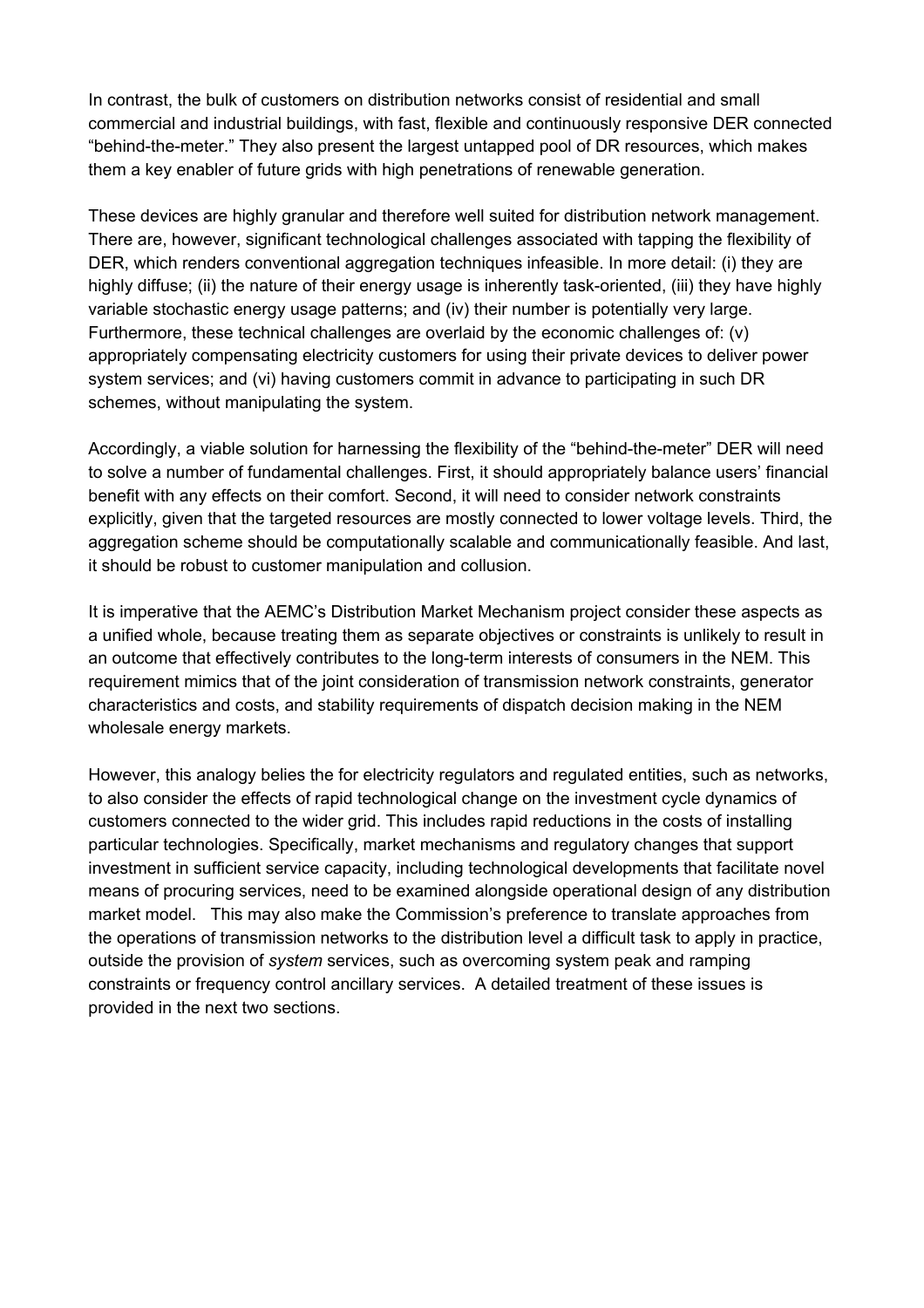In contrast, the bulk of customers on distribution networks consist of residential and small commercial and industrial buildings, with fast, flexible and continuously responsive DER connected "behind-the-meter." They also present the largest untapped pool of DR resources, which makes them a key enabler of future grids with high penetrations of renewable generation.

These devices are highly granular and therefore well suited for distribution network management. There are, however, significant technological challenges associated with tapping the flexibility of DER, which renders conventional aggregation techniques infeasible. In more detail: (i) they are highly diffuse; (ii) the nature of their energy usage is inherently task-oriented, (iii) they have highly variable stochastic energy usage patterns; and (iv) their number is potentially very large. Furthermore, these technical challenges are overlaid by the economic challenges of: (v) appropriately compensating electricity customers for using their private devices to deliver power system services; and (vi) having customers commit in advance to participating in such DR schemes, without manipulating the system.

Accordingly, a viable solution for harnessing the flexibility of the "behind-the-meter" DER will need to solve a number of fundamental challenges. First, it should appropriately balance users' financial benefit with any effects on their comfort. Second, it will need to consider network constraints explicitly, given that the targeted resources are mostly connected to lower voltage levels. Third, the aggregation scheme should be computationally scalable and communicationally feasible. And last, it should be robust to customer manipulation and collusion.

It is imperative that the AEMC's Distribution Market Mechanism project consider these aspects as a unified whole, because treating them as separate objectives or constraints is unlikely to result in an outcome that effectively contributes to the long-term interests of consumers in the NEM. This requirement mimics that of the joint consideration of transmission network constraints, generator characteristics and costs, and stability requirements of dispatch decision making in the NEM wholesale energy markets.

However, this analogy belies the for electricity regulators and regulated entities, such as networks, to also consider the effects of rapid technological change on the investment cycle dynamics of customers connected to the wider grid. This includes rapid reductions in the costs of installing particular technologies. Specifically, market mechanisms and regulatory changes that support investment in sufficient service capacity, including technological developments that facilitate novel means of procuring services, need to be examined alongside operational design of any distribution market model. This may also make the Commission's preference to translate approaches from the operations of transmission networks to the distribution level a difficult task to apply in practice, outside the provision of *system* services, such as overcoming system peak and ramping constraints or frequency control ancillary services. A detailed treatment of these issues is provided in the next two sections.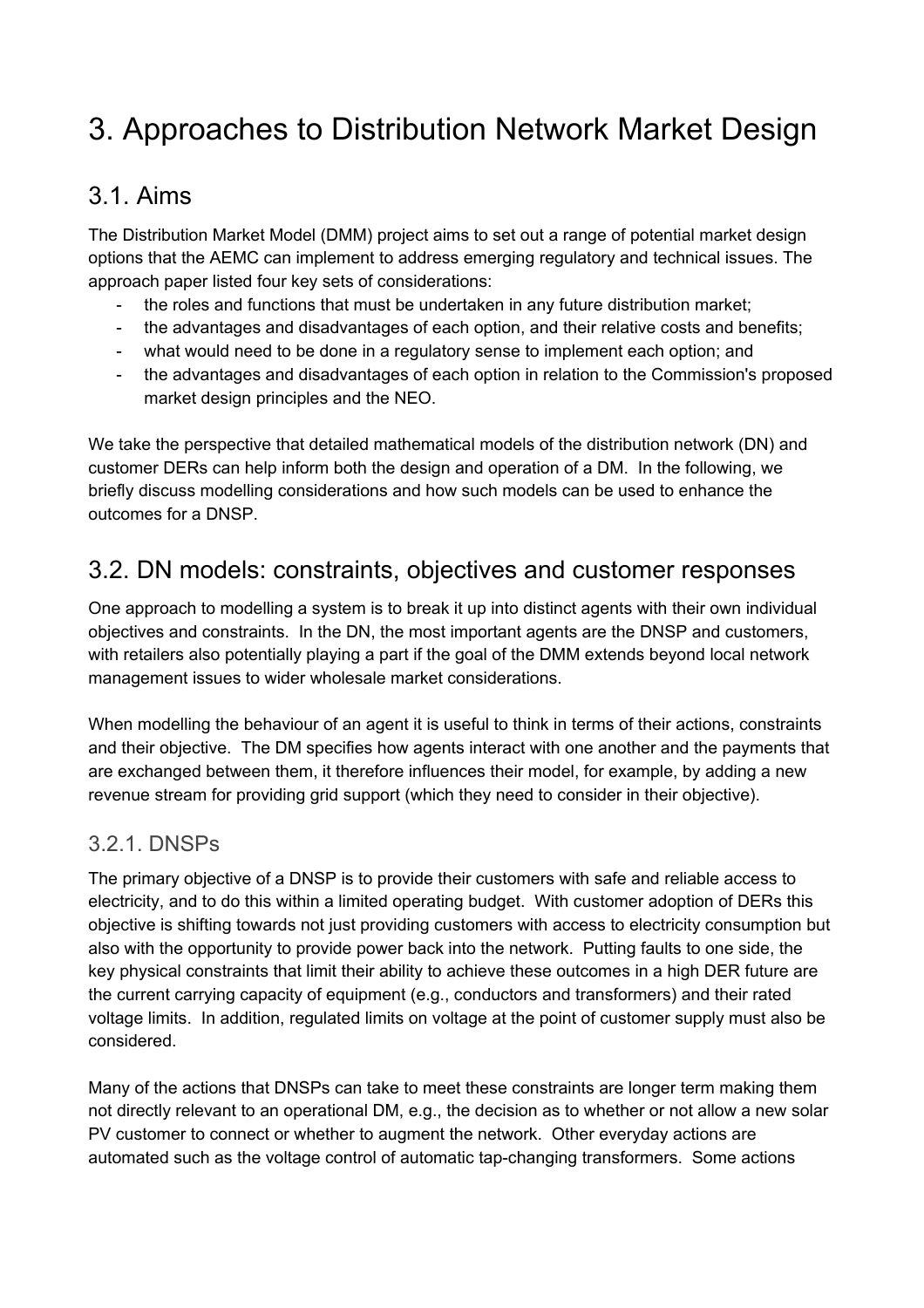# 3. Approaches to Distribution Network Market Design

## 3.1. Aims

The Distribution Market Model (DMM) project aims to set out a range of potential market design options that the AEMC can implement to address emerging regulatory and technical issues. The approach paper listed four key sets of considerations:

- the roles and functions that must be undertaken in any future distribution market;
- the advantages and disadvantages of each option, and their relative costs and benefits;
- what would need to be done in a regulatory sense to implement each option; and
- the advantages and disadvantages of each option in relation to the Commission's proposed market design principles and the NEO.

We take the perspective that detailed mathematical models of the distribution network (DN) and customer DERs can help inform both the design and operation of a DM. In the following, we briefly discuss modelling considerations and how such models can be used to enhance the outcomes for a DNSP.

## 3.2. DN models: constraints, objectives and customer responses

One approach to modelling a system is to break it up into distinct agents with their own individual objectives and constraints. In the DN, the most important agents are the DNSP and customers, with retailers also potentially playing a part if the goal of the DMM extends beyond local network management issues to wider wholesale market considerations.

When modelling the behaviour of an agent it is useful to think in terms of their actions, constraints and their objective. The DM specifies how agents interact with one another and the payments that are exchanged between them, it therefore influences their model, for example, by adding a new revenue stream for providing grid support (which they need to consider in their objective).

### 3.2.1. DNSPs

The primary objective of a DNSP is to provide their customers with safe and reliable access to electricity, and to do this within a limited operating budget. With customer adoption of DERs this objective is shifting towards not just providing customers with access to electricity consumption but also with the opportunity to provide power back into the network. Putting faults to one side, the key physical constraints that limit their ability to achieve these outcomes in a high DER future are the current carrying capacity of equipment (e.g., conductors and transformers) and their rated voltage limits. In addition, regulated limits on voltage at the point of customer supply must also be considered.

Many of the actions that DNSPs can take to meet these constraints are longer term making them not directly relevant to an operational DM, e.g., the decision as to whether or not allow a new solar PV customer to connect or whether to augment the network. Other everyday actions are automated such as the voltage control of automatic tap-changing transformers. Some actions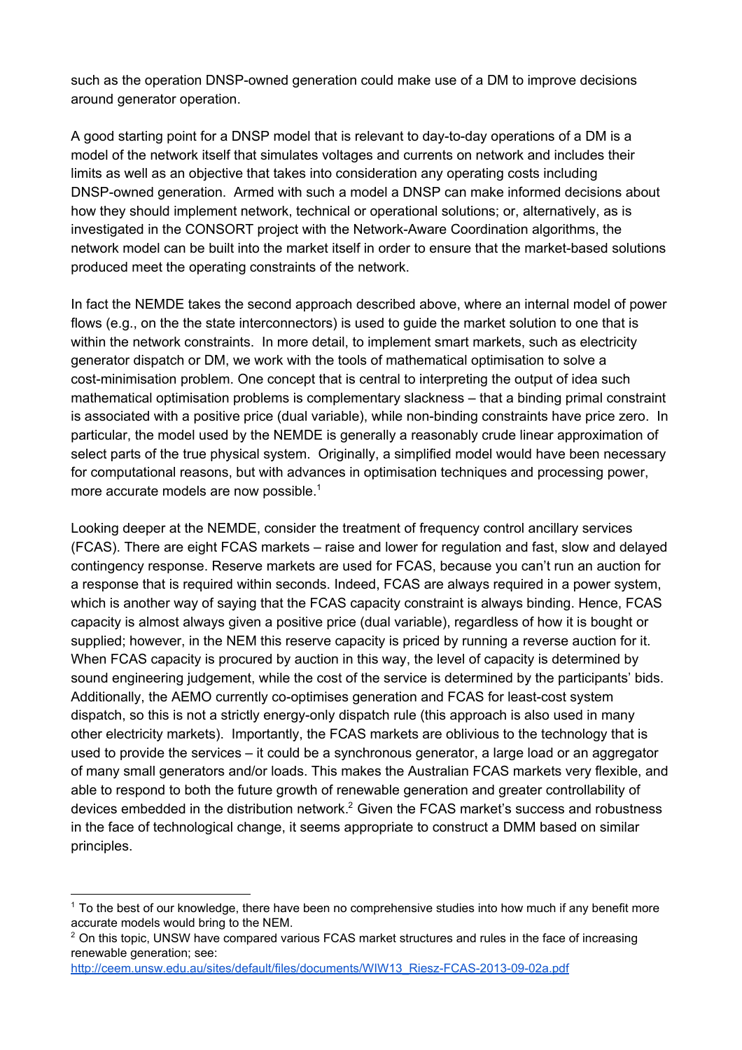such as the operation DNSP-owned generation could make use of a DM to improve decisions around generator operation.

A good starting point for a DNSP model that is relevant to day-to-day operations of a DM is a model of the network itself that simulates voltages and currents on network and includes their limits as well as an objective that takes into consideration any operating costs including DNSP-owned generation. Armed with such a model a DNSP can make informed decisions about how they should implement network, technical or operational solutions; or, alternatively, as is investigated in the CONSORT project with the Network-Aware Coordination algorithms, the network model can be built into the market itself in order to ensure that the market-based solutions produced meet the operating constraints of the network.

In fact the NEMDE takes the second approach described above, where an internal model of power flows (e.g., on the the state interconnectors) is used to guide the market solution to one that is within the network constraints. In more detail, to implement smart markets, such as electricity generator dispatch or DM, we work with the tools of mathematical optimisation to solve a cost-minimisation problem. One concept that is central to interpreting the output of idea such mathematical optimisation problems is complementary slackness – that a binding primal constraint is associated with a positive price (dual variable), while non-binding constraints have price zero. In particular, the model used by the NEMDE is generally a reasonably crude linear approximation of select parts of the true physical system. Originally, a simplified model would have been necessary for computational reasons, but with advances in optimisation techniques and processing power, more accurate models are now possible.[1]

Looking deeper at the NEMDE, consider the treatment of frequency control ancillary services (FCAS). There are eight FCAS markets – raise and lower for regulation and fast, slow and delayed contingency response. Reserve markets are used for FCAS, because you can't run an auction for a response that is required within seconds. Indeed, FCAS are always required in a power system, which is another way of saying that the FCAS capacity constraint is always binding. Hence, FCAS capacity is almost always given a positive price (dual variable), regardless of how it is bought or supplied; however, in the NEM this reserve capacity is priced by running a reverse auction for it. When FCAS capacity is procured by auction in this way, the level of capacity is determined by sound engineering judgement, while the cost of the service is determined by the participants' bids. Additionally, the AEMO currently co-optimises generation and FCAS for least-cost system dispatch, so this is not a strictly energy-only dispatch rule (this approach is also used in many other electricity markets). Importantly, the FCAS markets are oblivious to the technology that is used to provide the services – it could be a synchronous generator, a large load or an aggregator of many small generators and/or loads. This makes the Australian FCAS markets very flexible, and able to respond to both the future growth of renewable generation and greater controllability of devices embedded in the distribution network.[2] Given the FCAS market's success and robustness in the face of technological change, it seems appropriate to construct a DMM based on similar principles.

---

[1] To the best of our knowledge, there have been no comprehensive studies into how much if any benefit more accurate models would bring to the NEM.

[2] On this topic, UNSW have compared various FCAS market structures and rules in the face of increasing renewable generation; see: http://ceem.unsw.edu.au/sites/default/files/documents/WIW13_Riesz-FCAS-2013-09-02a.pdf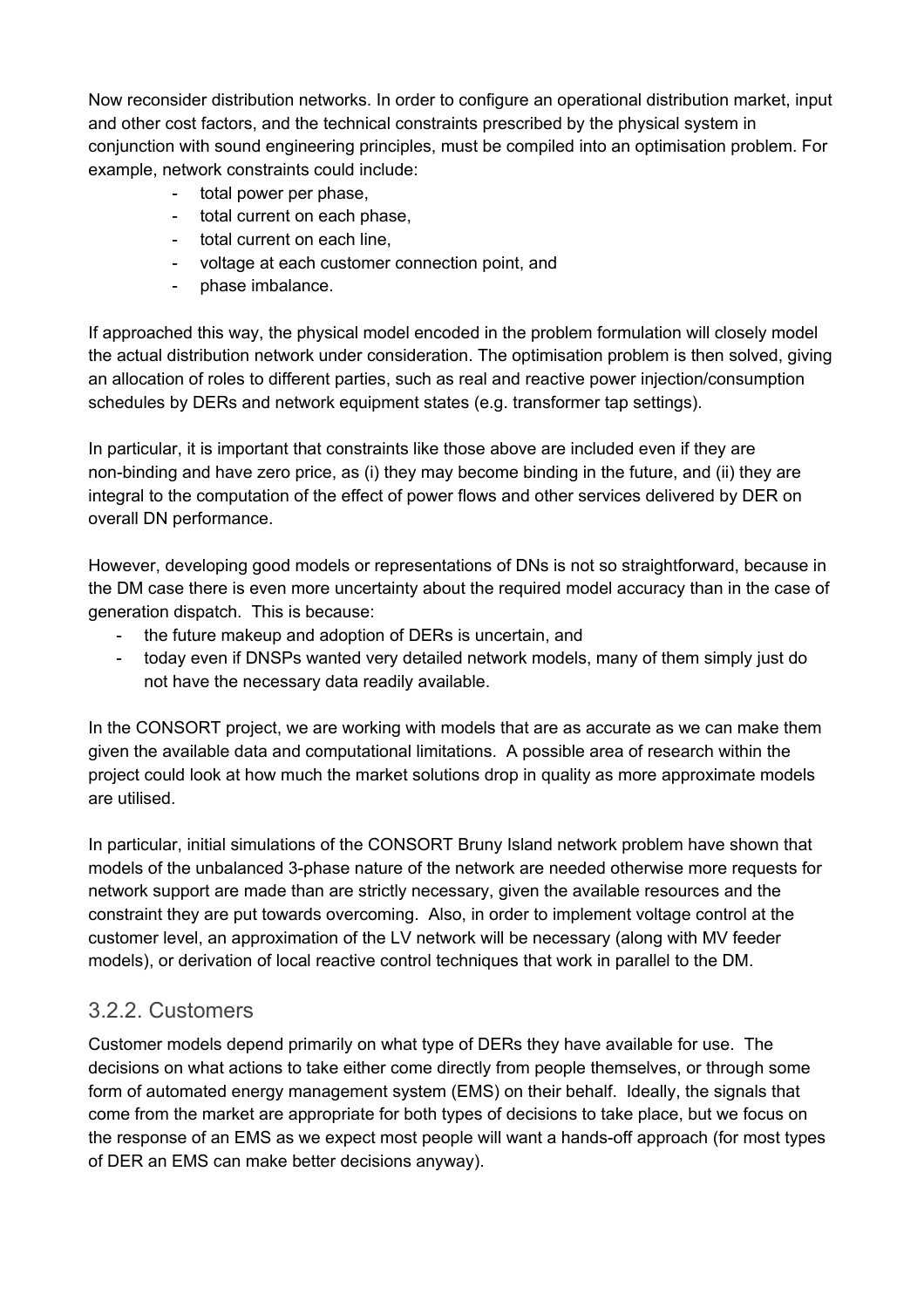Now reconsider distribution networks. In order to configure an operational distribution market, input and other cost factors, and the technical constraints prescribed by the physical system in conjunction with sound engineering principles, must be compiled into an optimisation problem. For example, network constraints could include:

- total power per phase,
- total current on each phase,
- total current on each line,
- voltage at each customer connection point, and
- phase imbalance.

If approached this way, the physical model encoded in the problem formulation will closely model the actual distribution network under consideration. The optimisation problem is then solved, giving an allocation of roles to different parties, such as real and reactive power injection/consumption schedules by DERs and network equipment states (e.g. transformer tap settings).

In particular, it is important that constraints like those above are included even if they are non-binding and have zero price, as (i) they may become binding in the future, and (ii) they are integral to the computation of the effect of power flows and other services delivered by DER on overall DN performance.

However, developing good models or representations of DNs is not so straightforward, because in the DM case there is even more uncertainty about the required model accuracy than in the case of generation dispatch. This is because:

- the future makeup and adoption of DERs is uncertain, and
- today even if DNSPs wanted very detailed network models, many of them simply just do not have the necessary data readily available.

In the CONSORT project, we are working with models that are as accurate as we can make them given the available data and computational limitations. A possible area of research within the project could look at how much the market solutions drop in quality as more approximate models are utilised.

In particular, initial simulations of the CONSORT Bruny Island network problem have shown that models of the unbalanced 3-phase nature of the network are needed otherwise more requests for network support are made than are strictly necessary, given the available resources and the constraint they are put towards overcoming. Also, in order to implement voltage control at the customer level, an approximation of the LV network will be necessary (along with MV feeder models), or derivation of local reactive control techniques that work in parallel to the DM.

### 3.2.2. Customers

Customer models depend primarily on what type of DERs they have available for use. The decisions on what actions to take either come directly from people themselves, or through some form of automated energy management system (EMS) on their behalf. Ideally, the signals that come from the market are appropriate for both types of decisions to take place, but we focus on the response of an EMS as we expect most people will want a hands-off approach (for most types of DER an EMS can make better decisions anyway).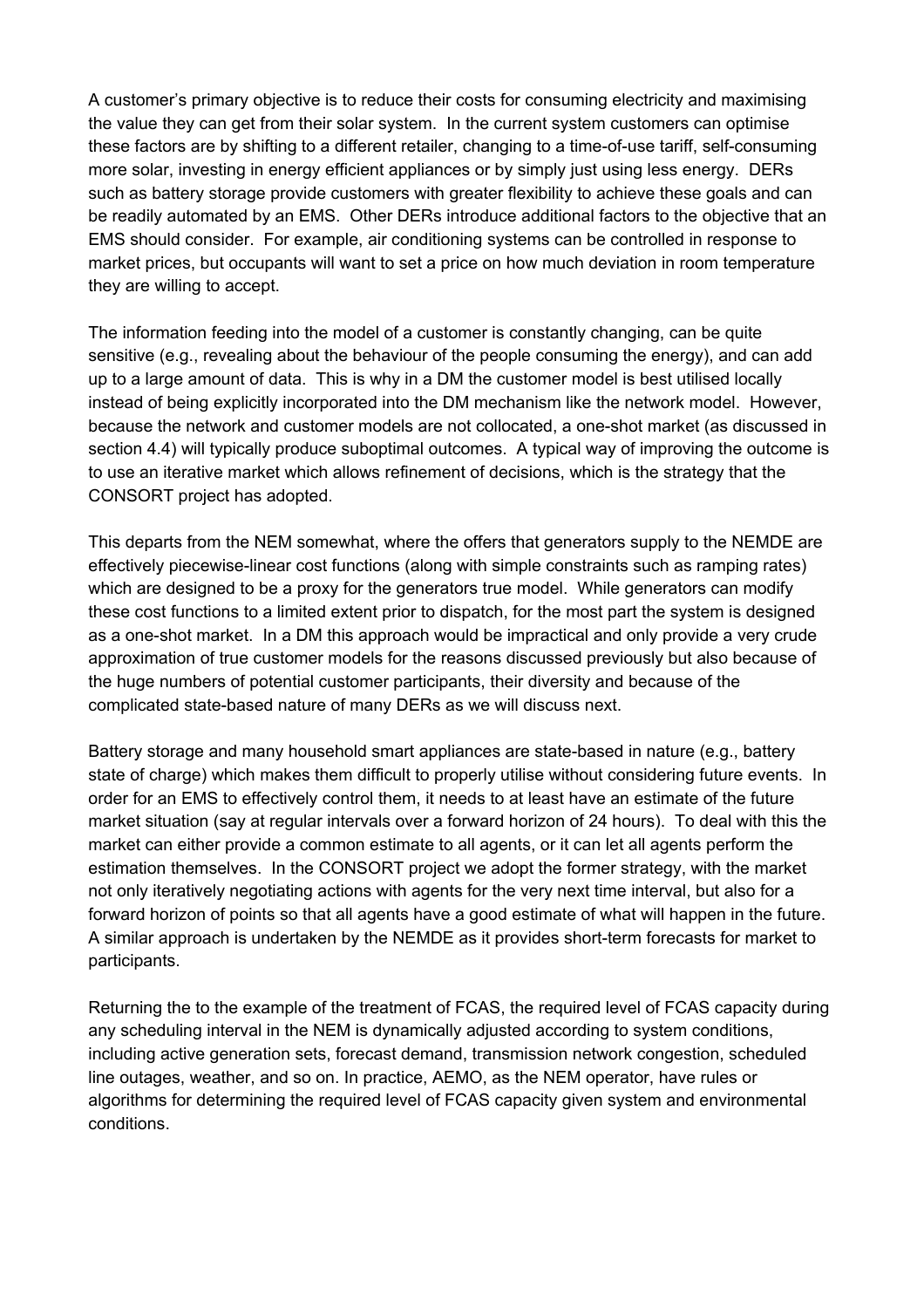A customer's primary objective is to reduce their costs for consuming electricity and maximising the value they can get from their solar system. In the current system customers can optimise these factors are by shifting to a different retailer, changing to a time-of-use tariff, self-consuming more solar, investing in energy efficient appliances or by simply just using less energy. DERs such as battery storage provide customers with greater flexibility to achieve these goals and can be readily automated by an EMS. Other DERs introduce additional factors to the objective that an EMS should consider. For example, air conditioning systems can be controlled in response to market prices, but occupants will want to set a price on how much deviation in room temperature they are willing to accept.

The information feeding into the model of a customer is constantly changing, can be quite sensitive (e.g., revealing about the behaviour of the people consuming the energy), and can add up to a large amount of data. This is why in a DM the customer model is best utilised locally instead of being explicitly incorporated into the DM mechanism like the network model. However, because the network and customer models are not collocated, a one-shot market (as discussed in section 4.4) will typically produce suboptimal outcomes. A typical way of improving the outcome is to use an iterative market which allows refinement of decisions, which is the strategy that the CONSORT project has adopted.

This departs from the NEM somewhat, where the offers that generators supply to the NEMDE are effectively piecewise-linear cost functions (along with simple constraints such as ramping rates) which are designed to be a proxy for the generators true model. While generators can modify these cost functions to a limited extent prior to dispatch, for the most part the system is designed as a one-shot market. In a DM this approach would be impractical and only provide a very crude approximation of true customer models for the reasons discussed previously but also because of the huge numbers of potential customer participants, their diversity and because of the complicated state-based nature of many DERs as we will discuss next.

Battery storage and many household smart appliances are state-based in nature (e.g., battery state of charge) which makes them difficult to properly utilise without considering future events. In order for an EMS to effectively control them, it needs to at least have an estimate of the future market situation (say at regular intervals over a forward horizon of 24 hours). To deal with this the market can either provide a common estimate to all agents, or it can let all agents perform the estimation themselves. In the CONSORT project we adopt the former strategy, with the market not only iteratively negotiating actions with agents for the very next time interval, but also for a forward horizon of points so that all agents have a good estimate of what will happen in the future. A similar approach is undertaken by the NEMDE as it provides short-term forecasts for market to participants.

Returning the to the example of the treatment of FCAS, the required level of FCAS capacity during any scheduling interval in the NEM is dynamically adjusted according to system conditions, including active generation sets, forecast demand, transmission network congestion, scheduled line outages, weather, and so on. In practice, AEMO, as the NEM operator, have rules or algorithms for determining the required level of FCAS capacity given system and environmental conditions.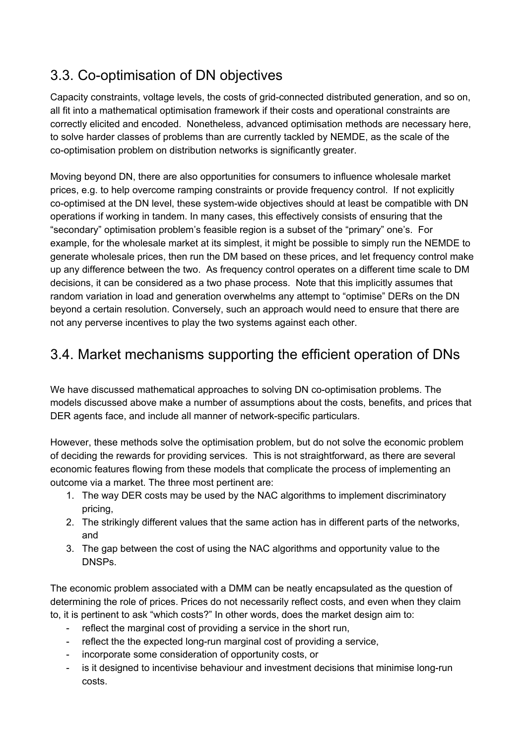## 3.3. Co-optimisation of DN objectives

Capacity constraints, voltage levels, the costs of grid-connected distributed generation, and so on, all fit into a mathematical optimisation framework if their costs and operational constraints are correctly elicited and encoded. Nonetheless, advanced optimisation methods are necessary here, to solve harder classes of problems than are currently tackled by NEMDE, as the scale of the co-optimisation problem on distribution networks is significantly greater.

Moving beyond DN, there are also opportunities for consumers to influence wholesale market prices, e.g. to help overcome ramping constraints or provide frequency control. If not explicitly co-optimised at the DN level, these system-wide objectives should at least be compatible with DN operations if working in tandem. In many cases, this effectively consists of ensuring that the "secondary" optimisation problem's feasible region is a subset of the "primary" one's. For example, for the wholesale market at its simplest, it might be possible to simply run the NEMDE to generate wholesale prices, then run the DM based on these prices, and let frequency control make up any difference between the two. As frequency control operates on a different time scale to DM decisions, it can be considered as a two phase process. Note that this implicitly assumes that random variation in load and generation overwhelms any attempt to "optimise" DERs on the DN beyond a certain resolution. Conversely, such an approach would need to ensure that there are not any perverse incentives to play the two systems against each other.

## 3.4. Market mechanisms supporting the efficient operation of DNs

We have discussed mathematical approaches to solving DN co-optimisation problems. The models discussed above make a number of assumptions about the costs, benefits, and prices that DER agents face, and include all manner of network-specific particulars.

However, these methods solve the optimisation problem, but do not solve the economic problem of deciding the rewards for providing services. This is not straightforward, as there are several economic features flowing from these models that complicate the process of implementing an outcome via a market. The three most pertinent are:

1. The way DER costs may be used by the NAC algorithms to implement discriminatory pricing,
2. The strikingly different values that the same action has in different parts of the networks, and
3. The gap between the cost of using the NAC algorithms and opportunity value to the DNSPs.

The economic problem associated with a DMM can be neatly encapsulated as the question of determining the role of prices. Prices do not necessarily reflect costs, and even when they claim to, it is pertinent to ask "which costs?" In other words, does the market design aim to:

- reflect the marginal cost of providing a service in the short run,
- reflect the the expected long-run marginal cost of providing a service,
- incorporate some consideration of opportunity costs, or
- is it designed to incentivise behaviour and investment decisions that minimise long-run costs.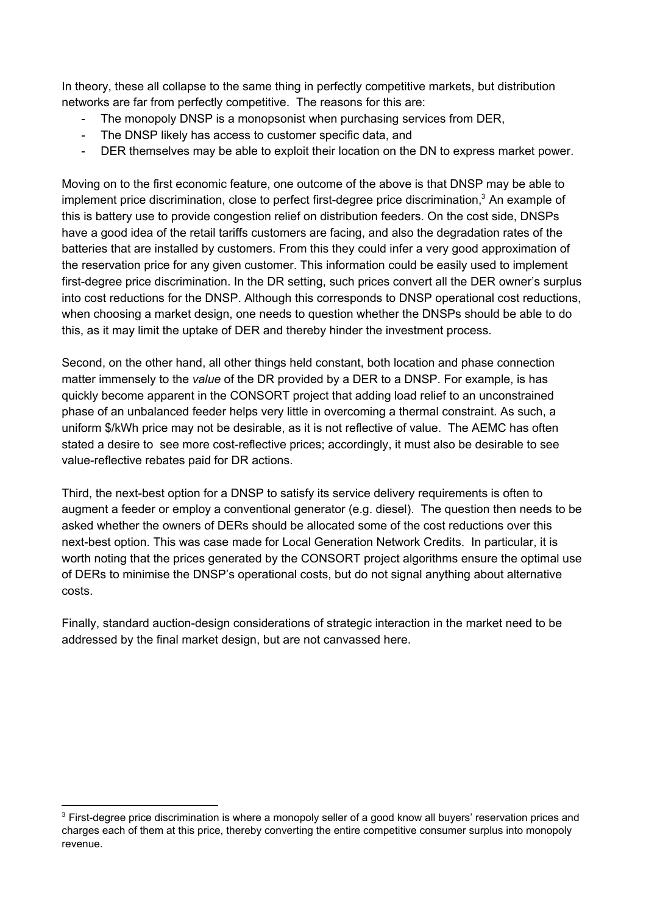In theory, these all collapse to the same thing in perfectly competitive markets, but distribution networks are far from perfectly competitive. The reasons for this are:

- The monopoly DNSP is a monopsonist when purchasing services from DER,
- The DNSP likely has access to customer specific data, and
- DER themselves may be able to exploit their location on the DN to express market power.

Moving on to the first economic feature, one outcome of the above is that DNSP may be able to implement price discrimination, close to perfect first-degree price discrimination,[3] An example of this is battery use to provide congestion relief on distribution feeders. On the cost side, DNSPs have a good idea of the retail tariffs customers are facing, and also the degradation rates of the batteries that are installed by customers. From this they could infer a very good approximation of the reservation price for any given customer. This information could be easily used to implement first-degree price discrimination. In the DR setting, such prices convert all the DER owner's surplus into cost reductions for the DNSP. Although this corresponds to DNSP operational cost reductions, when choosing a market design, one needs to question whether the DNSPs should be able to do this, as it may limit the uptake of DER and thereby hinder the investment process.

Second, on the other hand, all other things held constant, both location and phase connection matter immensely to the *value* of the DR provided by a DER to a DNSP. For example, is has quickly become apparent in the CONSORT project that adding load relief to an unconstrained phase of an unbalanced feeder helps very little in overcoming a thermal constraint. As such, a uniform $/kWh price may not be desirable, as it is not reflective of value. The AEMC has often stated a desire to see more cost-reflective prices; accordingly, it must also be desirable to see value-reflective rebates paid for DR actions.

Third, the next-best option for a DNSP to satisfy its service delivery requirements is often to augment a feeder or employ a conventional generator (e.g. diesel). The question then needs to be asked whether the owners of DERs should be allocated some of the cost reductions over this next-best option. This was case made for Local Generation Network Credits. In particular, it is worth noting that the prices generated by the CONSORT project algorithms ensure the optimal use of DERs to minimise the DNSP's operational costs, but do not signal anything about alternative costs.

Finally, standard auction-design considerations of strategic interaction in the market need to be addressed by the final market design, but are not canvassed here.

[3] First-degree price discrimination is where a monopoly seller of a good know all buyers' reservation prices and charges each of them at this price, thereby converting the entire competitive consumer surplus into monopoly revenue.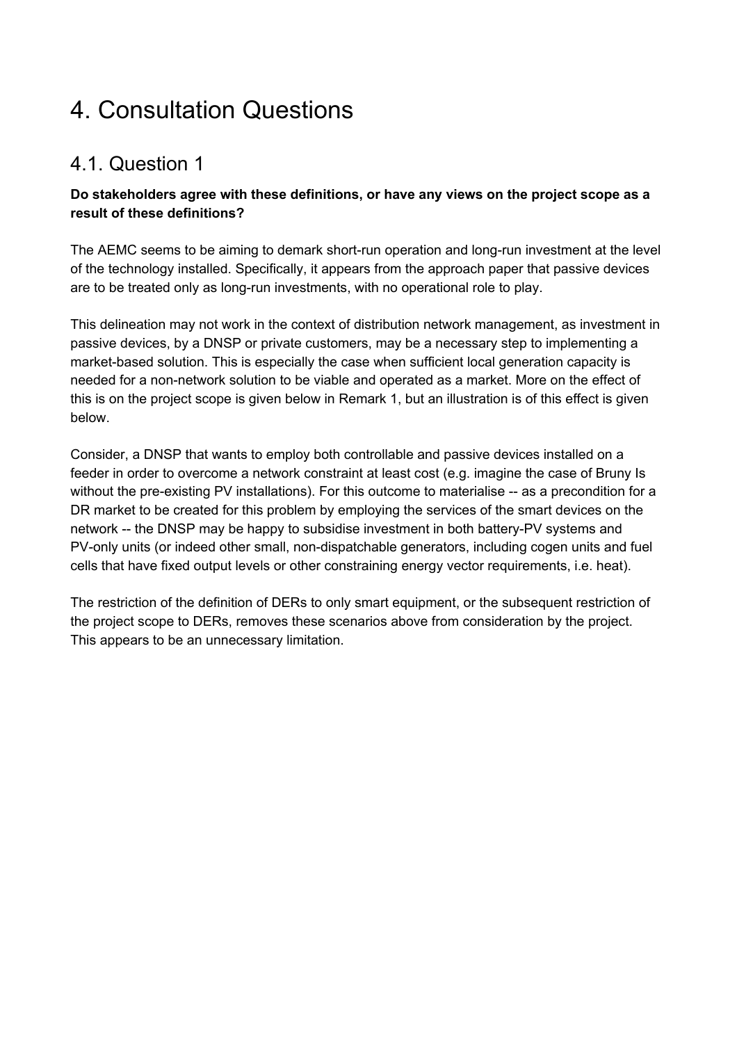# 4. Consultation Questions

## 4.1. Question 1

**Do stakeholders agree with these definitions, or have any views on the project scope as a result of these definitions?**

The AEMC seems to be aiming to demark short-run operation and long-run investment at the level of the technology installed. Specifically, it appears from the approach paper that passive devices are to be treated only as long-run investments, with no operational role to play.

This delineation may not work in the context of distribution network management, as investment in passive devices, by a DNSP or private customers, may be a necessary step to implementing a market-based solution. This is especially the case when sufficient local generation capacity is needed for a non-network solution to be viable and operated as a market. More on the effect of this is on the project scope is given below in Remark 1, but an illustration is of this effect is given below.

Consider, a DNSP that wants to employ both controllable and passive devices installed on a feeder in order to overcome a network constraint at least cost (e.g. imagine the case of Bruny Is without the pre-existing PV installations). For this outcome to materialise -- as a precondition for a DR market to be created for this problem by employing the services of the smart devices on the network -- the DNSP may be happy to subsidise investment in both battery-PV systems and PV-only units (or indeed other small, non-dispatchable generators, including cogen units and fuel cells that have fixed output levels or other constraining energy vector requirements, i.e. heat).

The restriction of the definition of DERs to only smart equipment, or the subsequent restriction of the project scope to DERs, removes these scenarios above from consideration by the project. This appears to be an unnecessary limitation.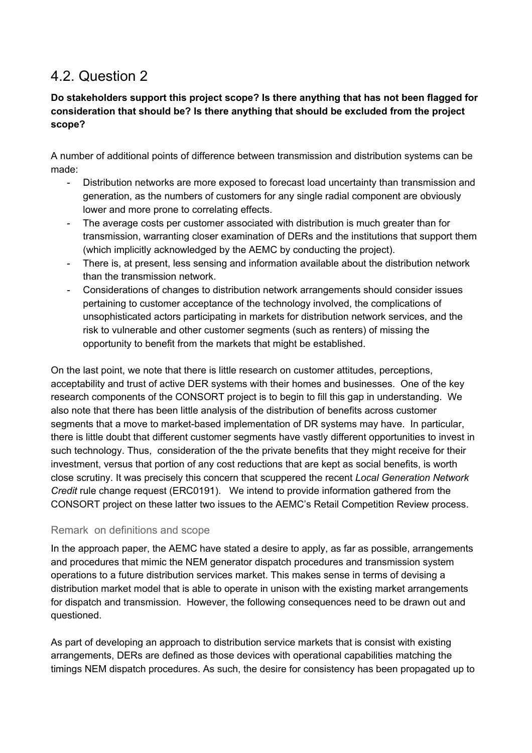## 4.2. Question 2

**Do stakeholders support this project scope? Is there anything that has not been flagged for consideration that should be? Is there anything that should be excluded from the project scope?**

A number of additional points of difference between transmission and distribution systems can be made:

- Distribution networks are more exposed to forecast load uncertainty than transmission and generation, as the numbers of customers for any single radial component are obviously lower and more prone to correlating effects.
- The average costs per customer associated with distribution is much greater than for transmission, warranting closer examination of DERs and the institutions that support them (which implicitly acknowledged by the AEMC by conducting the project).
- There is, at present, less sensing and information available about the distribution network than the transmission network.
- Considerations of changes to distribution network arrangements should consider issues pertaining to customer acceptance of the technology involved, the complications of unsophisticated actors participating in markets for distribution network services, and the risk to vulnerable and other customer segments (such as renters) of missing the opportunity to benefit from the markets that might be established.

On the last point, we note that there is little research on customer attitudes, perceptions, acceptability and trust of active DER systems with their homes and businesses. One of the key research components of the CONSORT project is to begin to fill this gap in understanding. We also note that there has been little analysis of the distribution of benefits across customer segments that a move to market-based implementation of DR systems may have. In particular, there is little doubt that different customer segments have vastly different opportunities to invest in such technology. Thus, consideration of the the private benefits that they might receive for their investment, versus that portion of any cost reductions that are kept as social benefits, is worth close scrutiny. It was precisely this concern that scuppered the recent *Local Generation Network Credit* rule change request (ERC0191). We intend to provide information gathered from the CONSORT project on these latter two issues to the AEMC's Retail Competition Review process.

### Remark on definitions and scope

In the approach paper, the AEMC have stated a desire to apply, as far as possible, arrangements and procedures that mimic the NEM generator dispatch procedures and transmission system operations to a future distribution services market. This makes sense in terms of devising a distribution market model that is able to operate in unison with the existing market arrangements for dispatch and transmission. However, the following consequences need to be drawn out and questioned.

As part of developing an approach to distribution service markets that is consist with existing arrangements, DERs are defined as those devices with operational capabilities matching the timings NEM dispatch procedures. As such, the desire for consistency has been propagated up to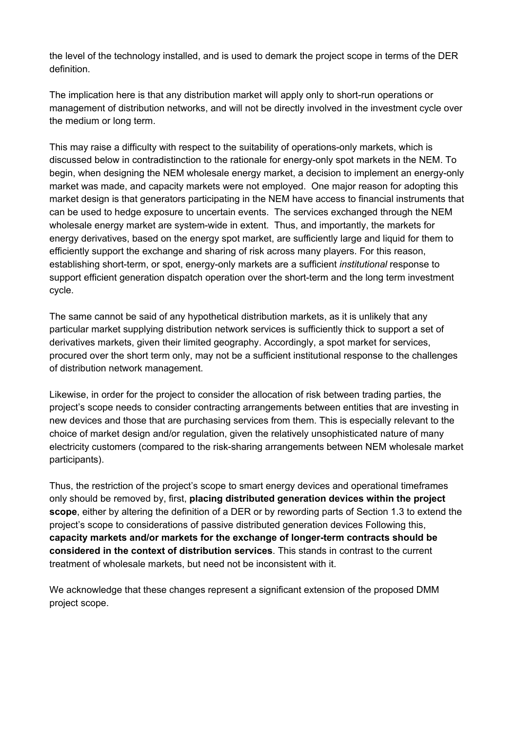the level of the technology installed, and is used to demark the project scope in terms of the DER definition.

The implication here is that any distribution market will apply only to short-run operations or management of distribution networks, and will not be directly involved in the investment cycle over the medium or long term.

This may raise a difficulty with respect to the suitability of operations-only markets, which is discussed below in contradistinction to the rationale for energy-only spot markets in the NEM. To begin, when designing the NEM wholesale energy market, a decision to implement an energy-only market was made, and capacity markets were not employed. One major reason for adopting this market design is that generators participating in the NEM have access to financial instruments that can be used to hedge exposure to uncertain events. The services exchanged through the NEM wholesale energy market are system-wide in extent. Thus, and importantly, the markets for energy derivatives, based on the energy spot market, are sufficiently large and liquid for them to efficiently support the exchange and sharing of risk across many players. For this reason, establishing short-term, or spot, energy-only markets are a sufficient *institutional* response to support efficient generation dispatch operation over the short-term and the long term investment cycle.

The same cannot be said of any hypothetical distribution markets, as it is unlikely that any particular market supplying distribution network services is sufficiently thick to support a set of derivatives markets, given their limited geography. Accordingly, a spot market for services, procured over the short term only, may not be a sufficient institutional response to the challenges of distribution network management.

Likewise, in order for the project to consider the allocation of risk between trading parties, the project's scope needs to consider contracting arrangements between entities that are investing in new devices and those that are purchasing services from them. This is especially relevant to the choice of market design and/or regulation, given the relatively unsophisticated nature of many electricity customers (compared to the risk-sharing arrangements between NEM wholesale market participants).

Thus, the restriction of the project's scope to smart energy devices and operational timeframes only should be removed by, first, **placing distributed generation devices within the project scope**, either by altering the definition of a DER or by rewording parts of Section 1.3 to extend the project's scope to considerations of passive distributed generation devices Following this, **capacity markets and/or markets for the exchange of longer-term contracts should be considered in the context of distribution services**. This stands in contrast to the current treatment of wholesale markets, but need not be inconsistent with it.

We acknowledge that these changes represent a significant extension of the proposed DMM project scope.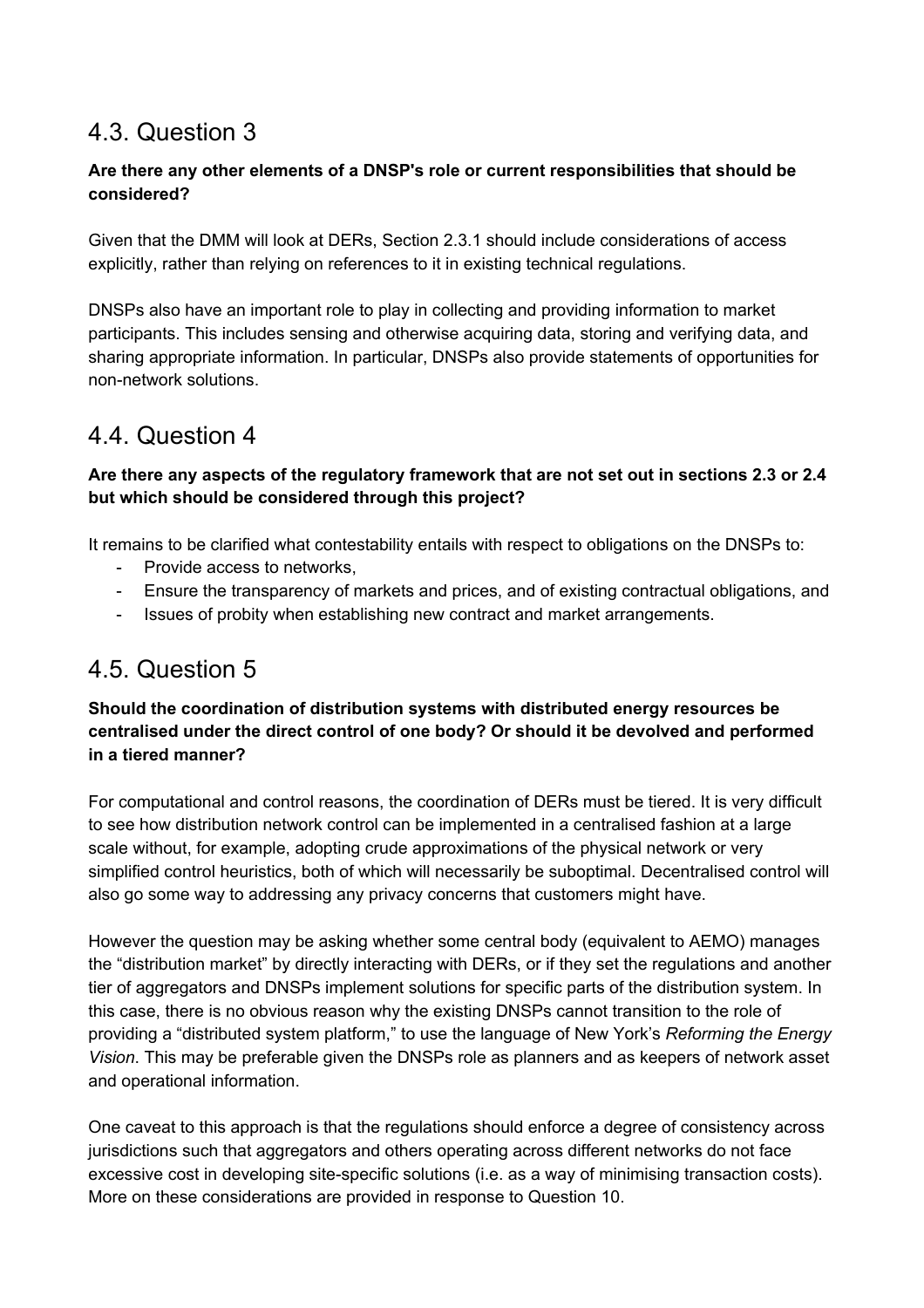## 4.3. Question 3

**Are there any other elements of a DNSP's role or current responsibilities that should be considered?**

Given that the DMM will look at DERs, Section 2.3.1 should include considerations of access explicitly, rather than relying on references to it in existing technical regulations.

DNSPs also have an important role to play in collecting and providing information to market participants. This includes sensing and otherwise acquiring data, storing and verifying data, and sharing appropriate information. In particular, DNSPs also provide statements of opportunities for non-network solutions.

## 4.4. Question 4

**Are there any aspects of the regulatory framework that are not set out in sections 2.3 or 2.4 but which should be considered through this project?**

It remains to be clarified what contestability entails with respect to obligations on the DNSPs to:

- Provide access to networks,
- Ensure the transparency of markets and prices, and of existing contractual obligations, and
- Issues of probity when establishing new contract and market arrangements.

## 4.5. Question 5

**Should the coordination of distribution systems with distributed energy resources be centralised under the direct control of one body? Or should it be devolved and performed in a tiered manner?**

For computational and control reasons, the coordination of DERs must be tiered. It is very difficult to see how distribution network control can be implemented in a centralised fashion at a large scale without, for example, adopting crude approximations of the physical network or very simplified control heuristics, both of which will necessarily be suboptimal. Decentralised control will also go some way to addressing any privacy concerns that customers might have.

However the question may be asking whether some central body (equivalent to AEMO) manages the "distribution market" by directly interacting with DERs, or if they set the regulations and another tier of aggregators and DNSPs implement solutions for specific parts of the distribution system. In this case, there is no obvious reason why the existing DNSPs cannot transition to the role of providing a "distributed system platform," to use the language of New York's *Reforming the Energy Vision*. This may be preferable given the DNSPs role as planners and as keepers of network asset and operational information.

One caveat to this approach is that the regulations should enforce a degree of consistency across jurisdictions such that aggregators and others operating across different networks do not face excessive cost in developing site-specific solutions (i.e. as a way of minimising transaction costs). More on these considerations are provided in response to Question 10.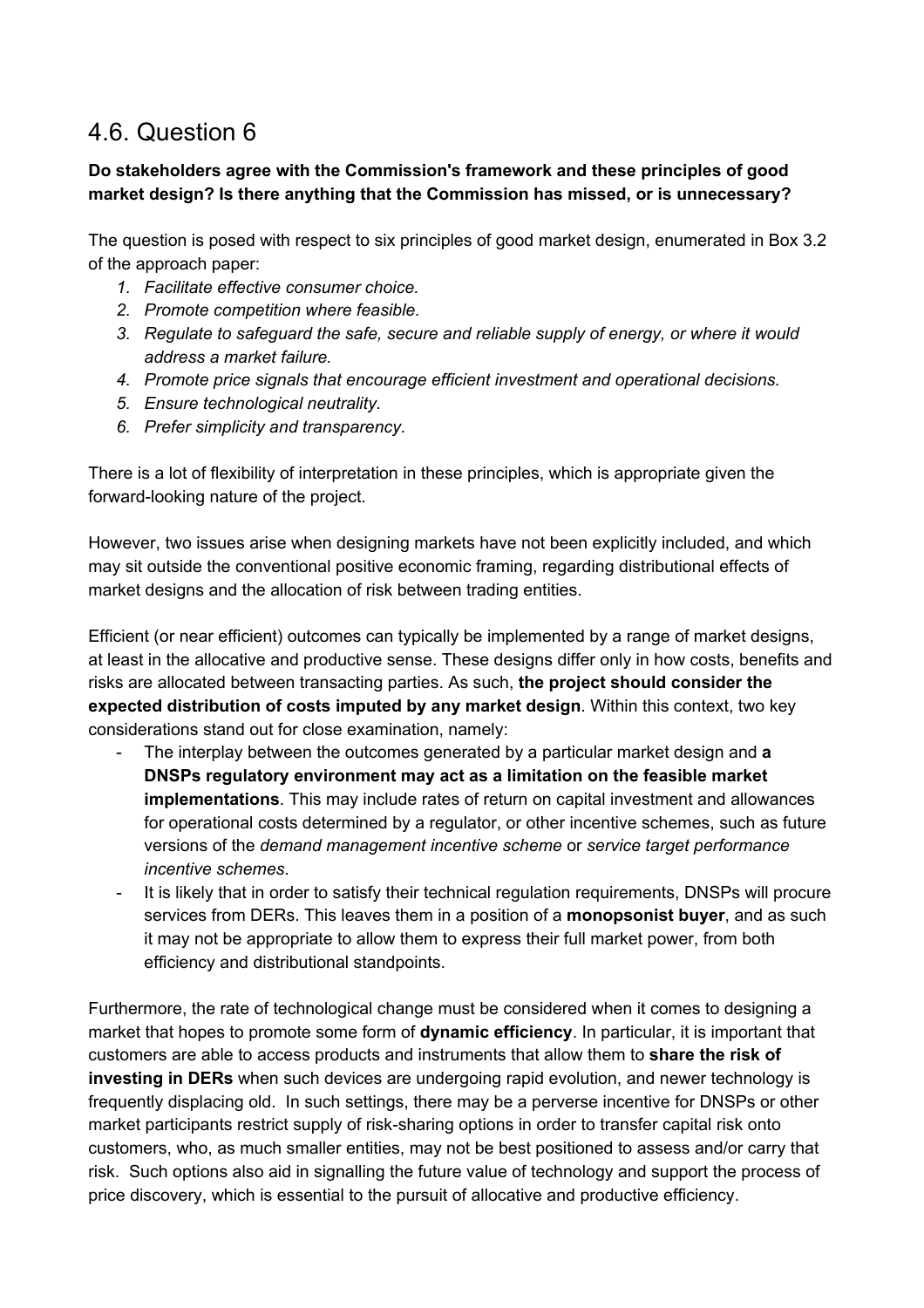## 4.6. Question 6

**Do stakeholders agree with the Commission's framework and these principles of good market design? Is there anything that the Commission has missed, or is unnecessary?**

The question is posed with respect to six principles of good market design, enumerated in Box 3.2 of the approach paper:

1. *Facilitate effective consumer choice.*
2. *Promote competition where feasible.*
3. *Regulate to safeguard the safe, secure and reliable supply of energy, or where it would address a market failure.*
4. *Promote price signals that encourage efficient investment and operational decisions.*
5. *Ensure technological neutrality.*
6. *Prefer simplicity and transparency.*

There is a lot of flexibility of interpretation in these principles, which is appropriate given the forward-looking nature of the project.

However, two issues arise when designing markets have not been explicitly included, and which may sit outside the conventional positive economic framing, regarding distributional effects of market designs and the allocation of risk between trading entities.

Efficient (or near efficient) outcomes can typically be implemented by a range of market designs, at least in the allocative and productive sense. These designs differ only in how costs, benefits and risks are allocated between transacting parties. As such, **the project should consider the expected distribution of costs imputed by any market design**. Within this context, two key considerations stand out for close examination, namely:

- The interplay between the outcomes generated by a particular market design and **a DNSPs regulatory environment may act as a limitation on the feasible market implementations**. This may include rates of return on capital investment and allowances for operational costs determined by a regulator, or other incentive schemes, such as future versions of the *demand management incentive scheme* or *service target performance incentive schemes*.
- It is likely that in order to satisfy their technical regulation requirements, DNSPs will procure services from DERs. This leaves them in a position of a **monopsonist buyer**, and as such it may not be appropriate to allow them to express their full market power, from both efficiency and distributional standpoints.

Furthermore, the rate of technological change must be considered when it comes to designing a market that hopes to promote some form of **dynamic efficiency**. In particular, it is important that customers are able to access products and instruments that allow them to **share the risk of investing in DERs** when such devices are undergoing rapid evolution, and newer technology is frequently displacing old. In such settings, there may be a perverse incentive for DNSPs or other market participants restrict supply of risk-sharing options in order to transfer capital risk onto customers, who, as much smaller entities, may not be best positioned to assess and/or carry that risk. Such options also aid in signalling the future value of technology and support the process of price discovery, which is essential to the pursuit of allocative and productive efficiency.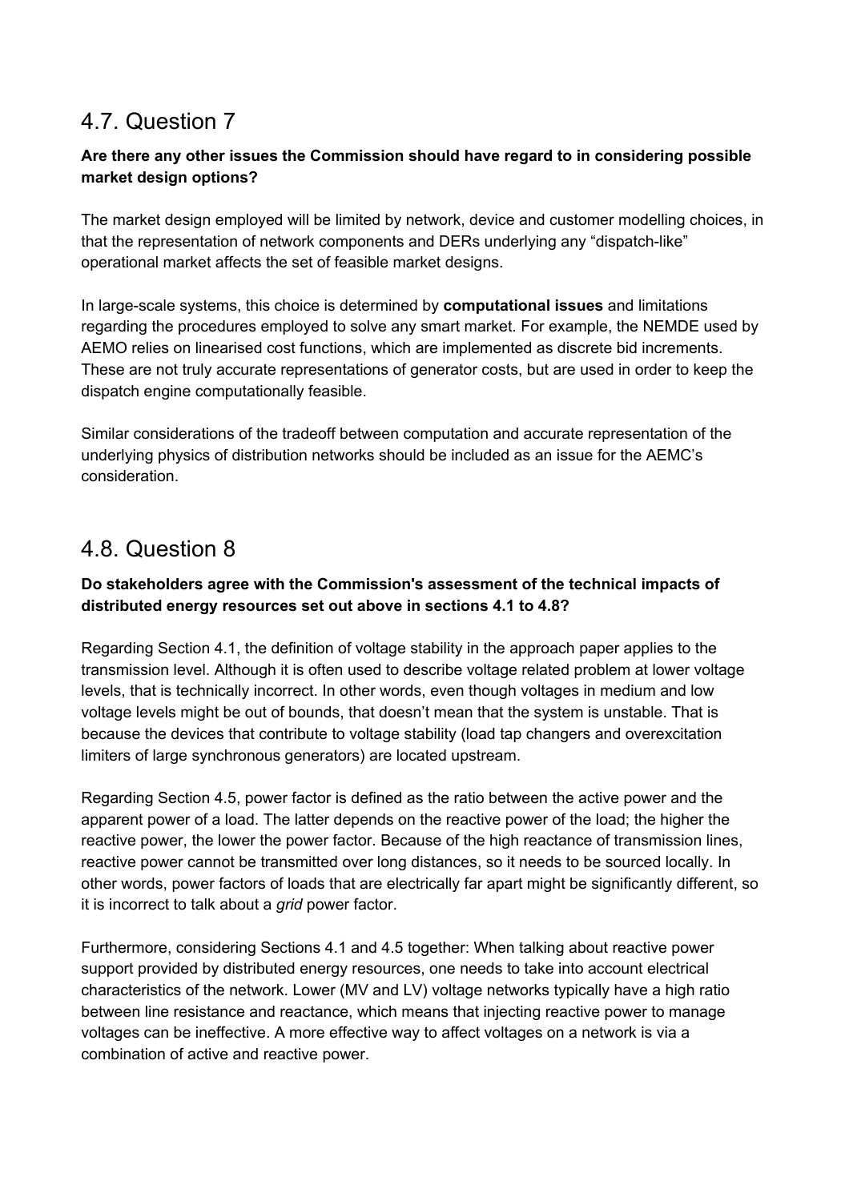## 4.7. Question 7

**Are there any other issues the Commission should have regard to in considering possible market design options?**

The market design employed will be limited by network, device and customer modelling choices, in that the representation of network components and DERs underlying any "dispatch-like" operational market affects the set of feasible market designs.

In large-scale systems, this choice is determined by **computational issues** and limitations regarding the procedures employed to solve any smart market. For example, the NEMDE used by AEMO relies on linearised cost functions, which are implemented as discrete bid increments. These are not truly accurate representations of generator costs, but are used in order to keep the dispatch engine computationally feasible.

Similar considerations of the tradeoff between computation and accurate representation of the underlying physics of distribution networks should be included as an issue for the AEMC's consideration.

## 4.8. Question 8

**Do stakeholders agree with the Commission's assessment of the technical impacts of distributed energy resources set out above in sections 4.1 to 4.8?**

Regarding Section 4.1, the definition of voltage stability in the approach paper applies to the transmission level. Although it is often used to describe voltage related problem at lower voltage levels, that is technically incorrect. In other words, even though voltages in medium and low voltage levels might be out of bounds, that doesn't mean that the system is unstable. That is because the devices that contribute to voltage stability (load tap changers and overexcitation limiters of large synchronous generators) are located upstream.

Regarding Section 4.5, power factor is defined as the ratio between the active power and the apparent power of a load. The latter depends on the reactive power of the load; the higher the reactive power, the lower the power factor. Because of the high reactance of transmission lines, reactive power cannot be transmitted over long distances, so it needs to be sourced locally. In other words, power factors of loads that are electrically far apart might be significantly different, so it is incorrect to talk about a *grid* power factor.

Furthermore, considering Sections 4.1 and 4.5 together: When talking about reactive power support provided by distributed energy resources, one needs to take into account electrical characteristics of the network. Lower (MV and LV) voltage networks typically have a high ratio between line resistance and reactance, which means that injecting reactive power to manage voltages can be ineffective. A more effective way to affect voltages on a network is via a combination of active and reactive power.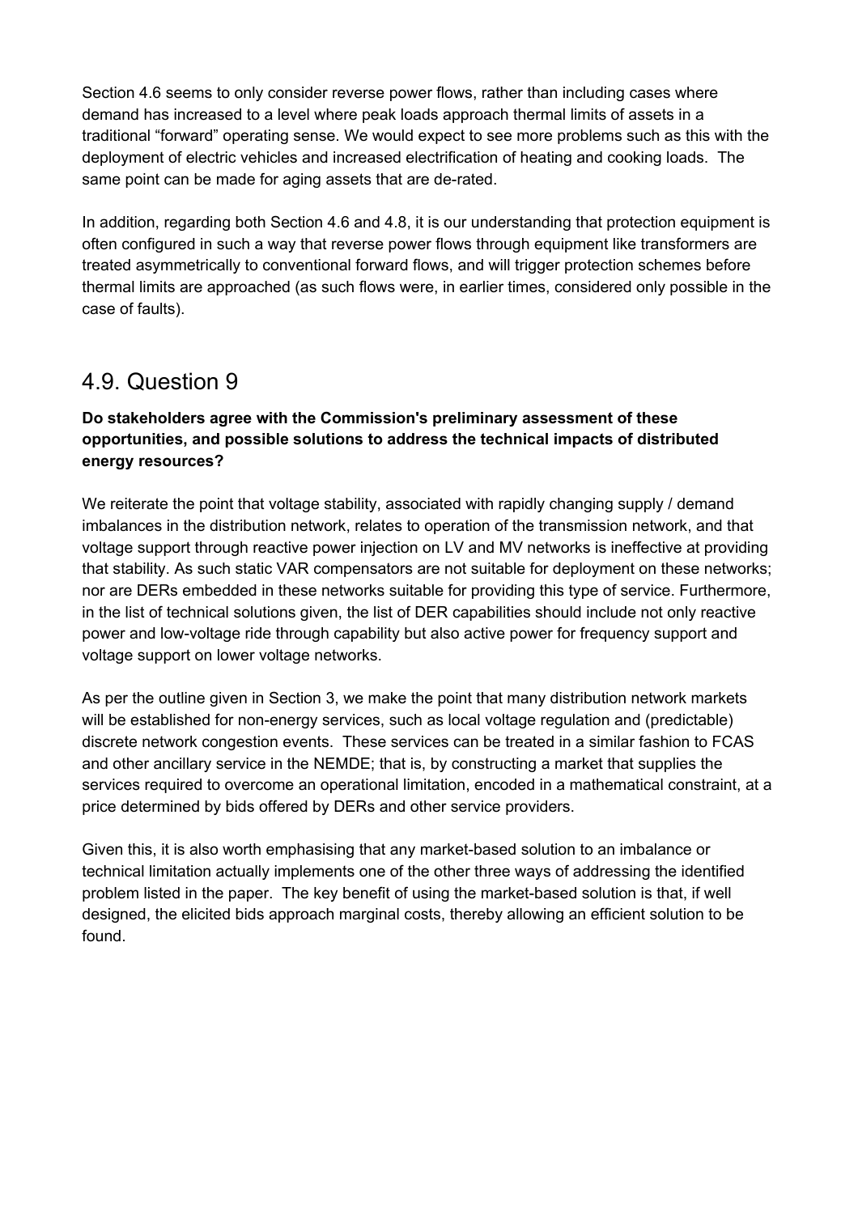Section 4.6 seems to only consider reverse power flows, rather than including cases where demand has increased to a level where peak loads approach thermal limits of assets in a traditional "forward" operating sense. We would expect to see more problems such as this with the deployment of electric vehicles and increased electrification of heating and cooking loads. The same point can be made for aging assets that are de-rated.

In addition, regarding both Section 4.6 and 4.8, it is our understanding that protection equipment is often configured in such a way that reverse power flows through equipment like transformers are treated asymmetrically to conventional forward flows, and will trigger protection schemes before thermal limits are approached (as such flows were, in earlier times, considered only possible in the case of faults).

## 4.9. Question 9

**Do stakeholders agree with the Commission's preliminary assessment of these opportunities, and possible solutions to address the technical impacts of distributed energy resources?**

We reiterate the point that voltage stability, associated with rapidly changing supply / demand imbalances in the distribution network, relates to operation of the transmission network, and that voltage support through reactive power injection on LV and MV networks is ineffective at providing that stability. As such static VAR compensators are not suitable for deployment on these networks; nor are DERs embedded in these networks suitable for providing this type of service. Furthermore, in the list of technical solutions given, the list of DER capabilities should include not only reactive power and low-voltage ride through capability but also active power for frequency support and voltage support on lower voltage networks.

As per the outline given in Section 3, we make the point that many distribution network markets will be established for non-energy services, such as local voltage regulation and (predictable) discrete network congestion events. These services can be treated in a similar fashion to FCAS and other ancillary service in the NEMDE; that is, by constructing a market that supplies the services required to overcome an operational limitation, encoded in a mathematical constraint, at a price determined by bids offered by DERs and other service providers.

Given this, it is also worth emphasising that any market-based solution to an imbalance or technical limitation actually implements one of the other three ways of addressing the identified problem listed in the paper. The key benefit of using the market-based solution is that, if well designed, the elicited bids approach marginal costs, thereby allowing an efficient solution to be found.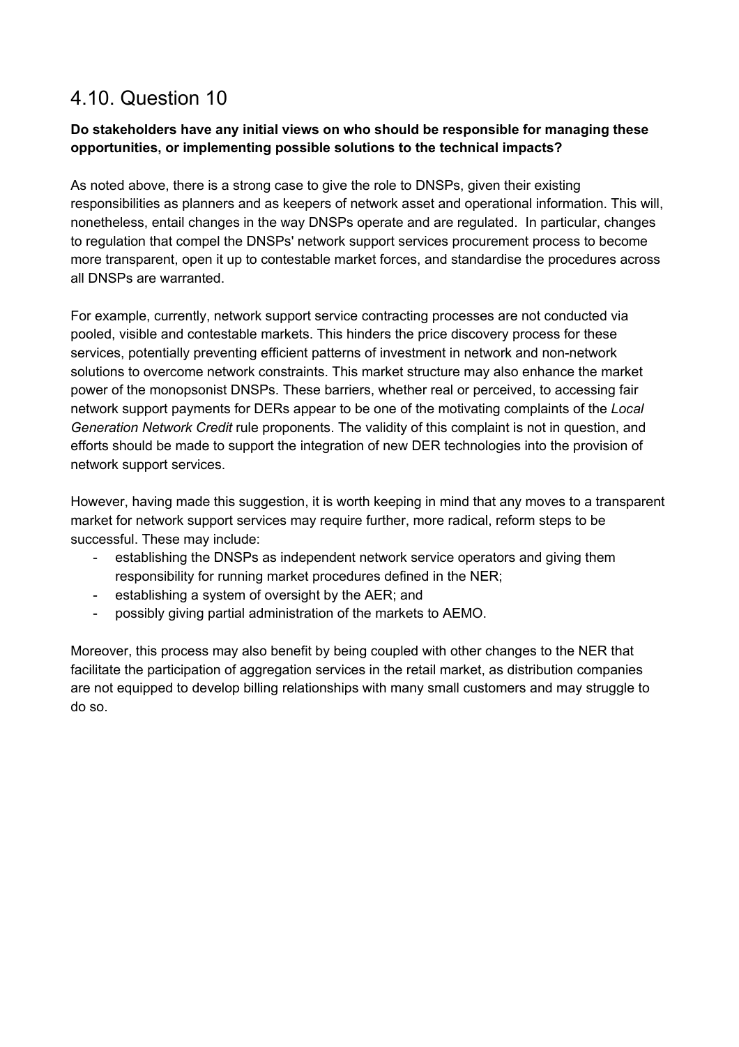## 4.10. Question 10

**Do stakeholders have any initial views on who should be responsible for managing these opportunities, or implementing possible solutions to the technical impacts?**

As noted above, there is a strong case to give the role to DNSPs, given their existing responsibilities as planners and as keepers of network asset and operational information. This will, nonetheless, entail changes in the way DNSPs operate and are regulated. In particular, changes to regulation that compel the DNSPs' network support services procurement process to become more transparent, open it up to contestable market forces, and standardise the procedures across all DNSPs are warranted.

For example, currently, network support service contracting processes are not conducted via pooled, visible and contestable markets. This hinders the price discovery process for these services, potentially preventing efficient patterns of investment in network and non-network solutions to overcome network constraints. This market structure may also enhance the market power of the monopsonist DNSPs. These barriers, whether real or perceived, to accessing fair network support payments for DERs appear to be one of the motivating complaints of the *Local Generation Network Credit* rule proponents. The validity of this complaint is not in question, and efforts should be made to support the integration of new DER technologies into the provision of network support services.

However, having made this suggestion, it is worth keeping in mind that any moves to a transparent market for network support services may require further, more radical, reform steps to be successful. These may include:

- establishing the DNSPs as independent network service operators and giving them responsibility for running market procedures defined in the NER;
- establishing a system of oversight by the AER; and
- possibly giving partial administration of the markets to AEMO.

Moreover, this process may also benefit by being coupled with other changes to the NER that facilitate the participation of aggregation services in the retail market, as distribution companies are not equipped to develop billing relationships with many small customers and may struggle to do so.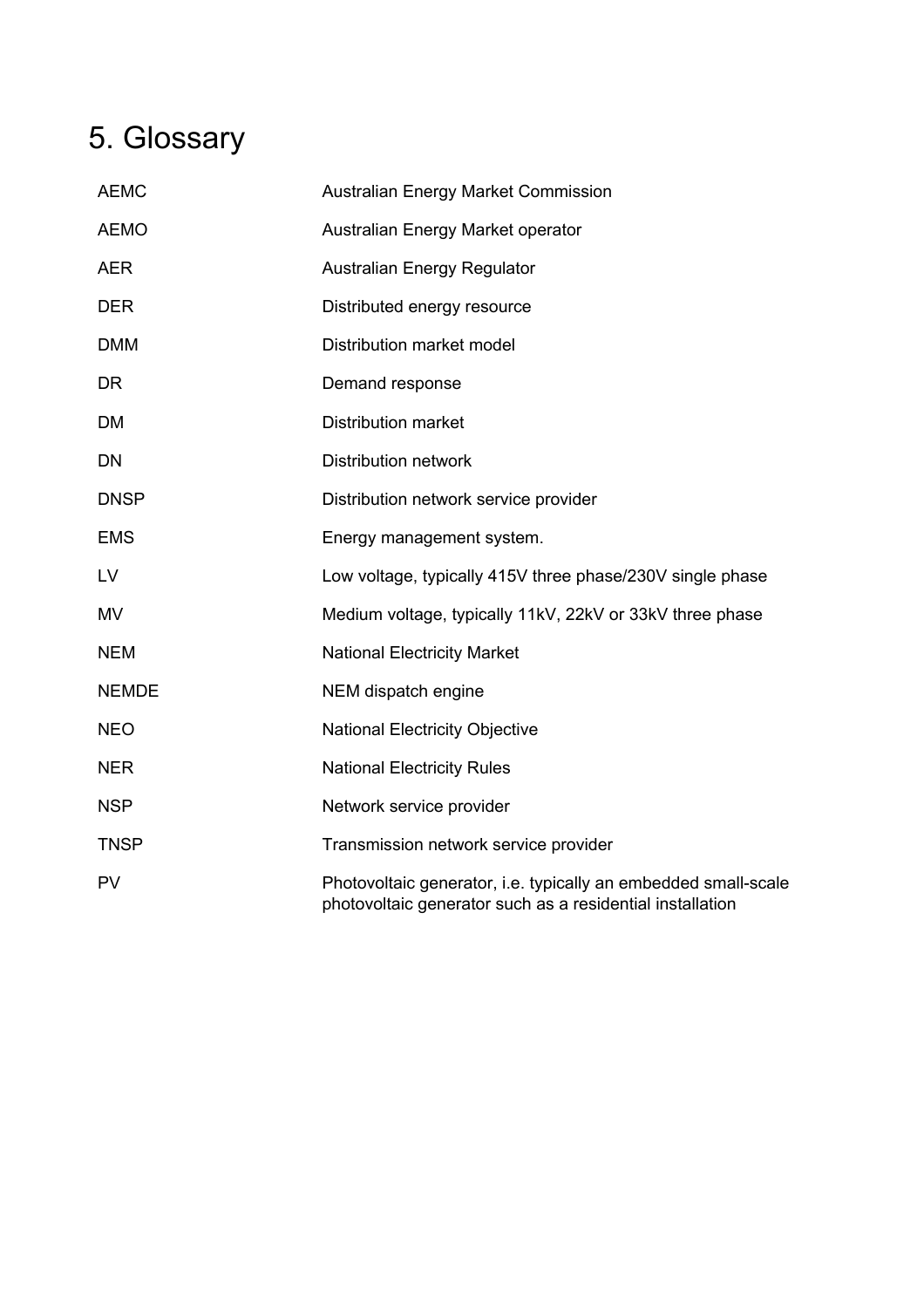# 5. Glossary

| | |
|---|---|
| AEMC | Australian Energy Market Commission |
| AEMO | Australian Energy Market operator |
| AER | Australian Energy Regulator |
| DER | Distributed energy resource |
| DMM | Distribution market model |
| DR | Demand response |
| DM | Distribution market |
| DN | Distribution network |
| DNSP | Distribution network service provider |
| EMS | Energy management system. |
| LV | Low voltage, typically 415V three phase/230V single phase |
| MV | Medium voltage, typically 11kV, 22kV or 33kV three phase |
| NEM | National Electricity Market |
| NEMDE | NEM dispatch engine |
| NEO | National Electricity Objective |
| NER | National Electricity Rules |
| NSP | Network service provider |
| TNSP | Transmission network service provider |
| PV | Photovoltaic generator, i.e. typically an embedded small-scale photovoltaic generator such as a residential installation |